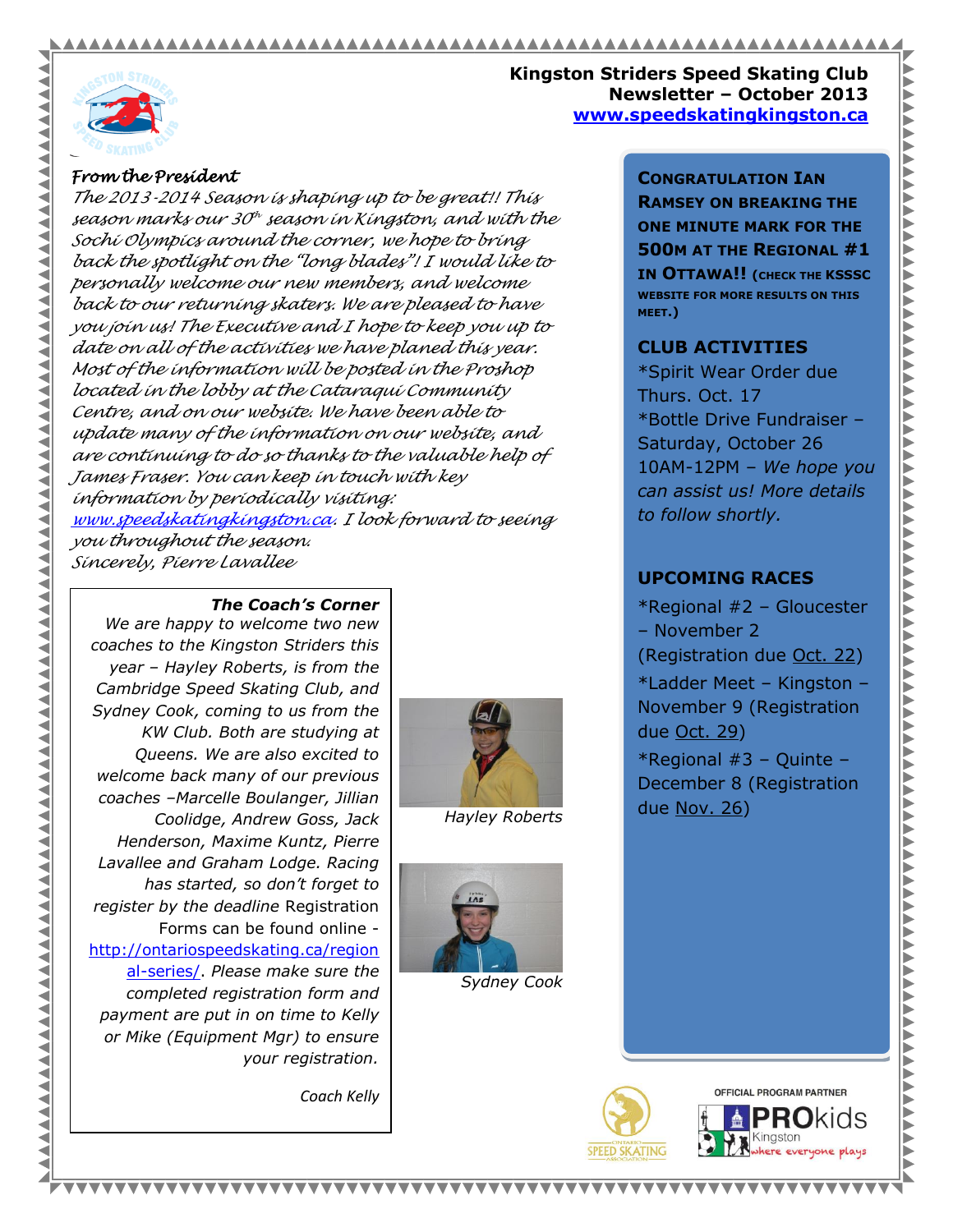**Kingston Striders Speed Skating Club**
**Newsletter – October 2013**
**[www.speedskatingkingston.ca](http://www.speedskatingkingston.ca)**

## *From the President*

*The 2013-2014 Season is shaping up to be great!! This season marks our 30th season in Kingston, and with the Sochi Olympics around the corner, we hope to bring back the spotlight on the "long blades"! I would like to personally welcome our new members, and welcome back to our returning skaters. We are pleased to have you join us! The Executive and I hope to keep you up to date on all of the activities we have planed this year. Most of the information will be posted in the Proshop located in the lobby at the Cataraqui Community Centre, and on our website. We have been able to update many of the information on our website, and are continuing to do so thanks to the valuable help of James Fraser. You can keep in touch with key information by periodically visiting: [www.speedskatingkingston.ca](http://www.speedskatingkingston.ca). I look forward to seeing you throughout the season.*

*Sincerely, Pierre Lavallee*

### *The Coach's Corner*

*We are happy to welcome two new coaches to the Kingston Striders this year – Hayley Roberts, is from the Cambridge Speed Skating Club, and Sydney Cook, coming to us from the KW Club. Both are studying at Queens. We are also excited to welcome back many of our previous coaches –Marcelle Boulanger, Jillian Coolidge, Andrew Goss, Jack Henderson, Maxime Kuntz, Pierre Lavallee and Graham Lodge. Racing has started, so don't forget to register by the deadline* Registration Forms can be found online - [http://ontariospeedskating.ca/regional-series/](http://ontariospeedskating.ca/regional-series/). *Please make sure the completed registration form and payment are put in on time to Kelly or Mike (Equipment Mgr) to ensure your registration.*

*Coach Kelly*

*Hayley Roberts*

*Sydney Cook*

**CONGRATULATION IAN RAMSEY ON BREAKING THE ONE MINUTE MARK FOR THE 500M AT THE REGIONAL #1 IN OTTAWA!!** (CHECK THE KSSSC WEBSITE FOR MORE RESULTS ON THIS MEET.)

## CLUB ACTIVITIES

*Spirit Wear Order due Thurs. Oct. 17

*Bottle Drive Fundraiser – Saturday, October 26 10AM-12PM – *We hope you can assist us! More details to follow shortly.*

## UPCOMING RACES

*Regional #2 – Gloucester – November 2 (Registration due Oct. 22)

*Ladder Meet – Kingston – November 9 (Registration due Oct. 29)

*Regional #3 – Quinte – December 8 (Registration due Nov. 26)

OFFICIAL PROGRAM PARTNER
PROkids Kingston where everyone plays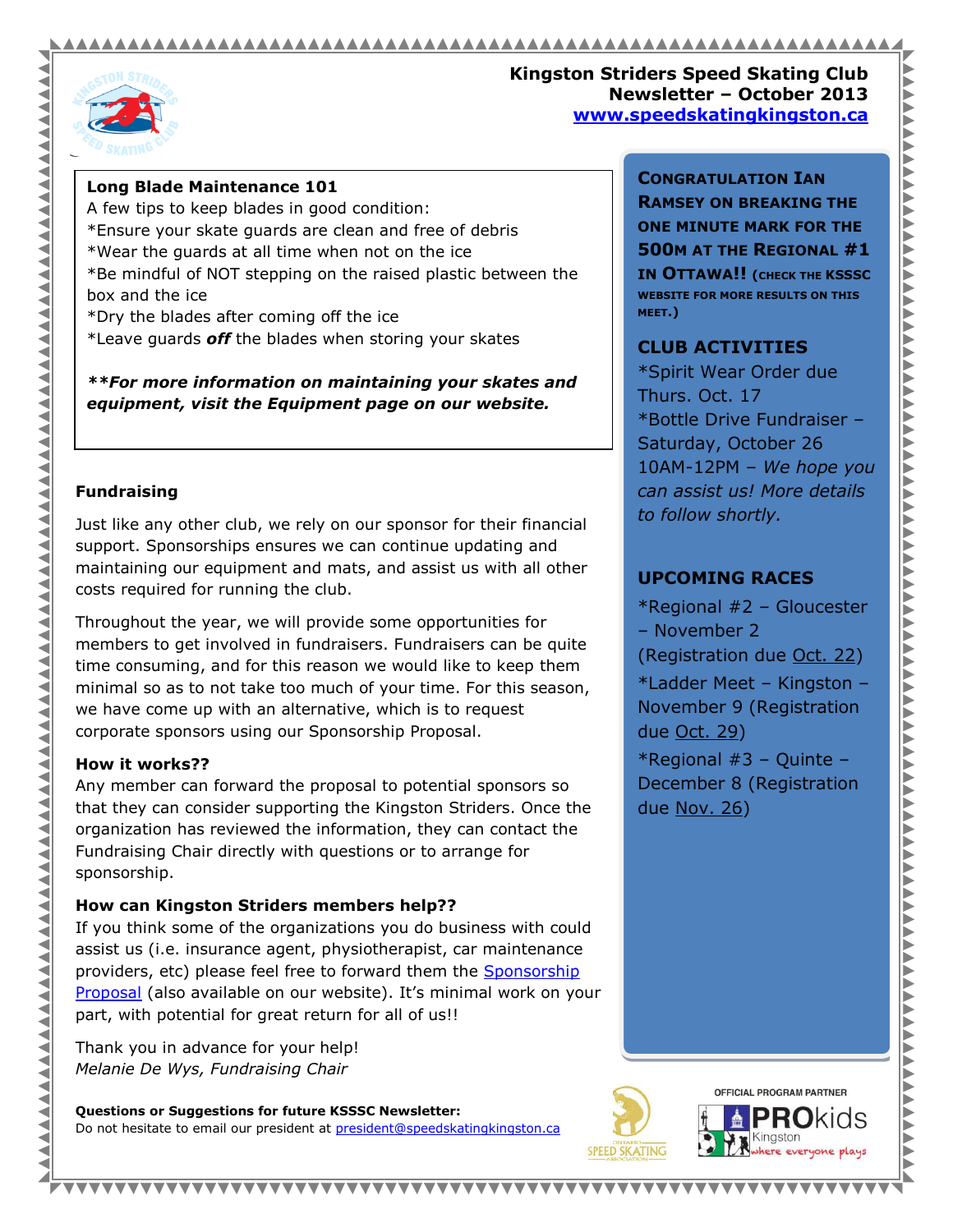# Kingston Striders Speed Skating Club

## Newsletter – October 2013

[www.speedskatingkingston.ca](http://www.speedskatingkingston.ca)

### Long Blade Maintenance 101

A few tips to keep blades in good condition:

*Ensure your skate guards are clean and free of debris

*Wear the guards at all time when not on the ice

*Be mindful of NOT stepping on the raised plastic between the box and the ice

*Dry the blades after coming off the ice

*Leave guards ***off*** the blades when storing your skates

***\*\*For more information on maintaining your skates and equipment, visit the Equipment page on our website.***

### Fundraising

Just like any other club, we rely on our sponsor for their financial support. Sponsorships ensures we can continue updating and maintaining our equipment and mats, and assist us with all other costs required for running the club.

Throughout the year, we will provide some opportunities for members to get involved in fundraisers. Fundraisers can be quite time consuming, and for this reason we would like to keep them minimal so as to not take too much of your time. For this season, we have come up with an alternative, which is to request corporate sponsors using our Sponsorship Proposal.

**How it works??**

Any member can forward the proposal to potential sponsors so that they can consider supporting the Kingston Striders. Once the organization has reviewed the information, they can contact the Fundraising Chair directly with questions or to arrange for sponsorship.

**How can Kingston Striders members help??**

If you think some of the organizations you do business with could assist us (i.e. insurance agent, physiotherapist, car maintenance providers, etc) please feel free to forward them the Sponsorship Proposal (also available on our website). It's minimal work on your part, with potential for great return for all of us!!

Thank you in advance for your help!

*Melanie De Wys, Fundraising Chair*

**Questions or Suggestions for future KSSSC Newsletter:**

Do not hesitate to email our president at president@speedskatingkingston.ca

**CONGRATULATION IAN RAMSEY ON BREAKING THE ONE MINUTE MARK FOR THE 500M AT THE REGIONAL #1 IN OTTAWA!! (CHECK THE KSSSC WEBSITE FOR MORE RESULTS ON THIS MEET.)**

### CLUB ACTIVITIES

*Spirit Wear Order due Thurs. Oct. 17

*Bottle Drive Fundraiser – Saturday, October 26 10AM-12PM – *We hope you can assist us! More details to follow shortly.*

### UPCOMING RACES

*Regional #2 – Gloucester – November 2 (Registration due Oct. 22)

*Ladder Meet – Kingston – November 9 (Registration due Oct. 29)

*Regional #3 – Quinte – December 8 (Registration due Nov. 26)

OFFICIAL PROGRAM PARTNER

PROkids Kingston where everyone plays